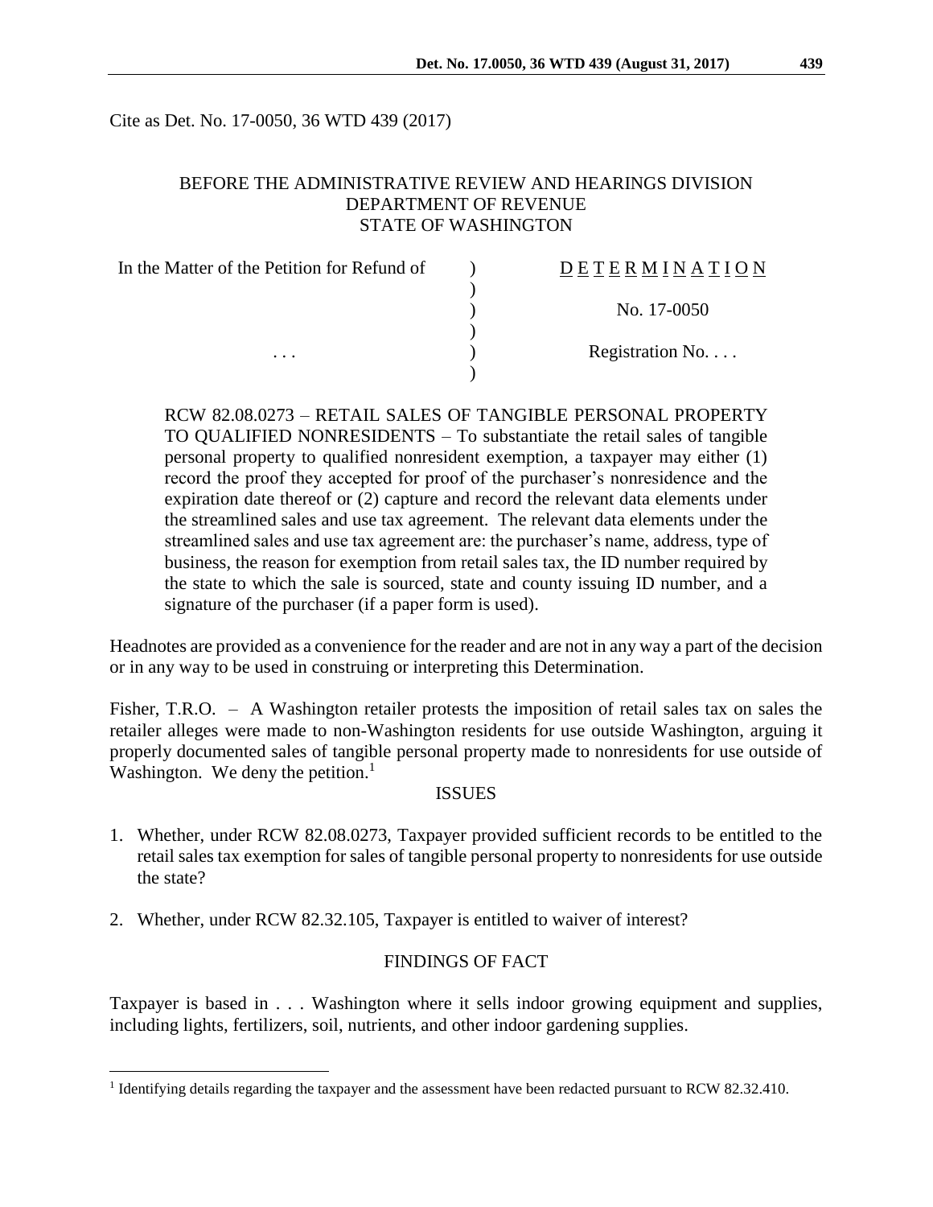Cite as Det. No. 17-0050, 36 WTD 439 (2017)

BEFORE THE ADMINISTRATIVE REVIEW AND HEARINGS DIVISION
DEPARTMENT OF REVENUE
STATE OF WASHINGTON

| | | |
|---|---|---|
| In the Matter of the Petition for Refund of | ) | D E T E R M I N A T I O N |
| | ) | |
| | ) | No. 17-0050 |
| | ) | |
| . . . | ) | Registration No. . . . |
| | ) | |

RCW 82.08.0273 – RETAIL SALES OF TANGIBLE PERSONAL PROPERTY TO QUALIFIED NONRESIDENTS – To substantiate the retail sales of tangible personal property to qualified nonresident exemption, a taxpayer may either (1) record the proof they accepted for proof of the purchaser's nonresidence and the expiration date thereof or (2) capture and record the relevant data elements under the streamlined sales and use tax agreement. The relevant data elements under the streamlined sales and use tax agreement are: the purchaser's name, address, type of business, the reason for exemption from retail sales tax, the ID number required by the state to which the sale is sourced, state and county issuing ID number, and a signature of the purchaser (if a paper form is used).

Headnotes are provided as a convenience for the reader and are not in any way a part of the decision or in any way to be used in construing or interpreting this Determination.

Fisher, T.R.O. – A Washington retailer protests the imposition of retail sales tax on sales the retailer alleges were made to non-Washington residents for use outside Washington, arguing it properly documented sales of tangible personal property made to nonresidents for use outside of Washington. We deny the petition.[1]

## ISSUES

1. Whether, under RCW 82.08.0273, Taxpayer provided sufficient records to be entitled to the retail sales tax exemption for sales of tangible personal property to nonresidents for use outside the state?
2. Whether, under RCW 82.32.105, Taxpayer is entitled to waiver of interest?

## FINDINGS OF FACT

Taxpayer is based in . . . Washington where it sells indoor growing equipment and supplies, including lights, fertilizers, soil, nutrients, and other indoor gardening supplies.

[1] Identifying details regarding the taxpayer and the assessment have been redacted pursuant to RCW 82.32.410.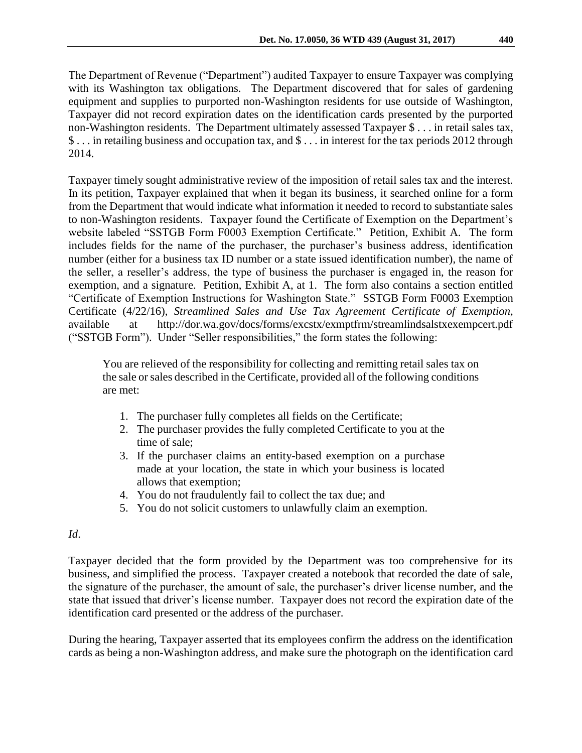The Department of Revenue ("Department") audited Taxpayer to ensure Taxpayer was complying with its Washington tax obligations. The Department discovered that for sales of gardening equipment and supplies to purported non-Washington residents for use outside of Washington, Taxpayer did not record expiration dates on the identification cards presented by the purported non-Washington residents. The Department ultimately assessed Taxpayer $ . . . in retail sales tax, $ . . . in retailing business and occupation tax, and $ . . . in interest for the tax periods 2012 through 2014.

Taxpayer timely sought administrative review of the imposition of retail sales tax and the interest. In its petition, Taxpayer explained that when it began its business, it searched online for a form from the Department that would indicate what information it needed to record to substantiate sales to non-Washington residents. Taxpayer found the Certificate of Exemption on the Department's website labeled "SSTGB Form F0003 Exemption Certificate." Petition, Exhibit A. The form includes fields for the name of the purchaser, the purchaser's business address, identification number (either for a business tax ID number or a state issued identification number), the name of the seller, a reseller's address, the type of business the purchaser is engaged in, the reason for exemption, and a signature. Petition, Exhibit A, at 1. The form also contains a section entitled "Certificate of Exemption Instructions for Washington State." SSTGB Form F0003 Exemption Certificate (4/22/16), *Streamlined Sales and Use Tax Agreement Certificate of Exemption*, available at http://dor.wa.gov/docs/forms/excstx/exmptfrm/streamlindsalstxexempcert.pdf ("SSTGB Form"). Under "Seller responsibilities," the form states the following:

> You are relieved of the responsibility for collecting and remitting retail sales tax on the sale or sales described in the Certificate, provided all of the following conditions are met:
>
> 1. The purchaser fully completes all fields on the Certificate;
> 2. The purchaser provides the fully completed Certificate to you at the time of sale;
> 3. If the purchaser claims an entity-based exemption on a purchase made at your location, the state in which your business is located allows that exemption;
> 4. You do not fraudulently fail to collect the tax due; and
> 5. You do not solicit customers to unlawfully claim an exemption.

*Id*.

Taxpayer decided that the form provided by the Department was too comprehensive for its business, and simplified the process. Taxpayer created a notebook that recorded the date of sale, the signature of the purchaser, the amount of sale, the purchaser's driver license number, and the state that issued that driver's license number. Taxpayer does not record the expiration date of the identification card presented or the address of the purchaser.

During the hearing, Taxpayer asserted that its employees confirm the address on the identification cards as being a non-Washington address, and make sure the photograph on the identification card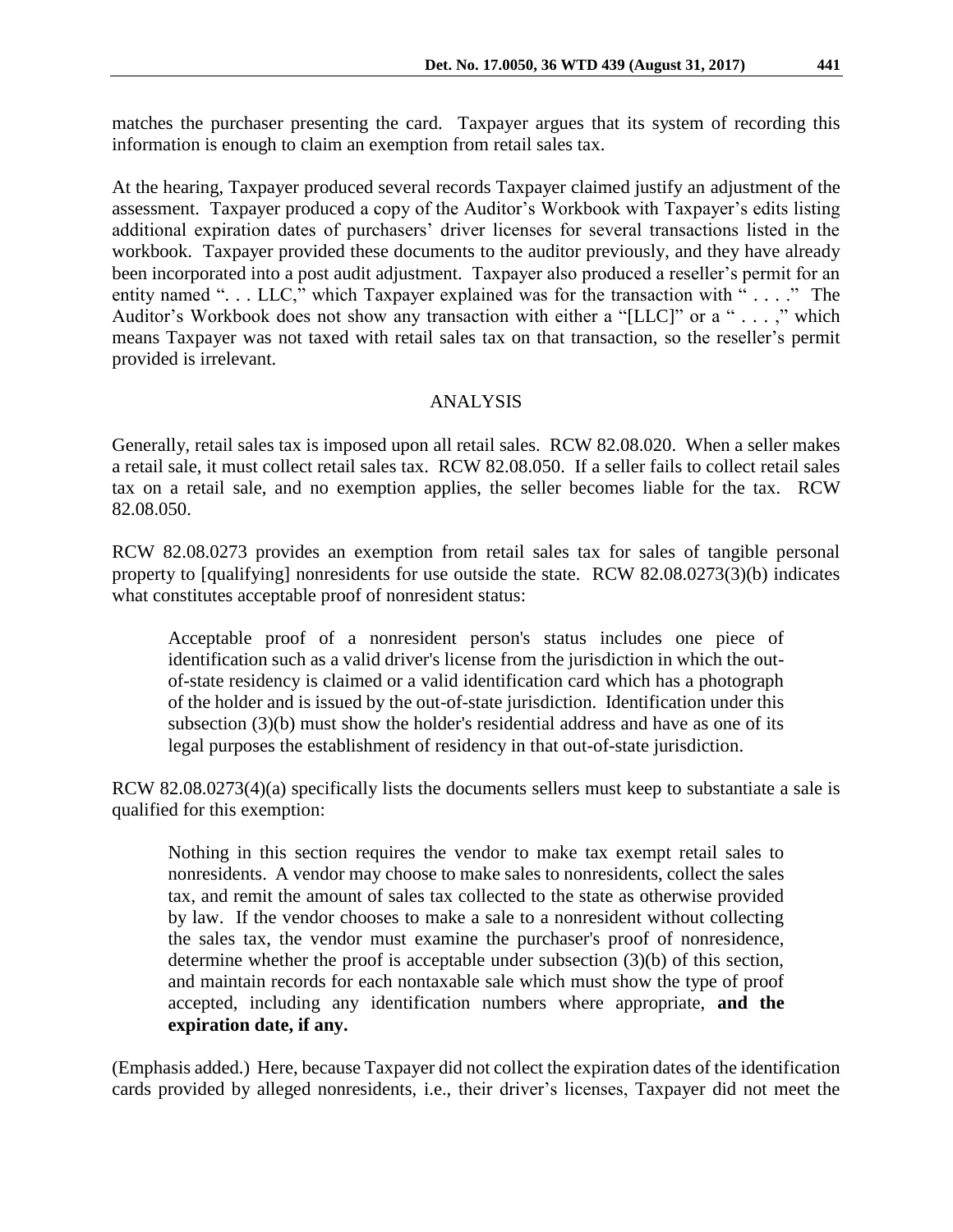matches the purchaser presenting the card. Taxpayer argues that its system of recording this information is enough to claim an exemption from retail sales tax.

At the hearing, Taxpayer produced several records Taxpayer claimed justify an adjustment of the assessment. Taxpayer produced a copy of the Auditor's Workbook with Taxpayer's edits listing additional expiration dates of purchasers' driver licenses for several transactions listed in the workbook. Taxpayer provided these documents to the auditor previously, and they have already been incorporated into a post audit adjustment. Taxpayer also produced a reseller's permit for an entity named ". . . LLC," which Taxpayer explained was for the transaction with " . . . ." The Auditor's Workbook does not show any transaction with either a "[LLC]" or a " . . . ," which means Taxpayer was not taxed with retail sales tax on that transaction, so the reseller's permit provided is irrelevant.

## ANALYSIS

Generally, retail sales tax is imposed upon all retail sales. RCW 82.08.020. When a seller makes a retail sale, it must collect retail sales tax. RCW 82.08.050. If a seller fails to collect retail sales tax on a retail sale, and no exemption applies, the seller becomes liable for the tax. RCW 82.08.050.

RCW 82.08.0273 provides an exemption from retail sales tax for sales of tangible personal property to [qualifying] nonresidents for use outside the state. RCW 82.08.0273(3)(b) indicates what constitutes acceptable proof of nonresident status:

> Acceptable proof of a nonresident person's status includes one piece of identification such as a valid driver's license from the jurisdiction in which the out-of-state residency is claimed or a valid identification card which has a photograph of the holder and is issued by the out-of-state jurisdiction. Identification under this subsection (3)(b) must show the holder's residential address and have as one of its legal purposes the establishment of residency in that out-of-state jurisdiction.

RCW 82.08.0273(4)(a) specifically lists the documents sellers must keep to substantiate a sale is qualified for this exemption:

> Nothing in this section requires the vendor to make tax exempt retail sales to nonresidents. A vendor may choose to make sales to nonresidents, collect the sales tax, and remit the amount of sales tax collected to the state as otherwise provided by law. If the vendor chooses to make a sale to a nonresident without collecting the sales tax, the vendor must examine the purchaser's proof of nonresidence, determine whether the proof is acceptable under subsection (3)(b) of this section, and maintain records for each nontaxable sale which must show the type of proof accepted, including any identification numbers where appropriate, **and the expiration date, if any.**

(Emphasis added.) Here, because Taxpayer did not collect the expiration dates of the identification cards provided by alleged nonresidents, i.e., their driver's licenses, Taxpayer did not meet the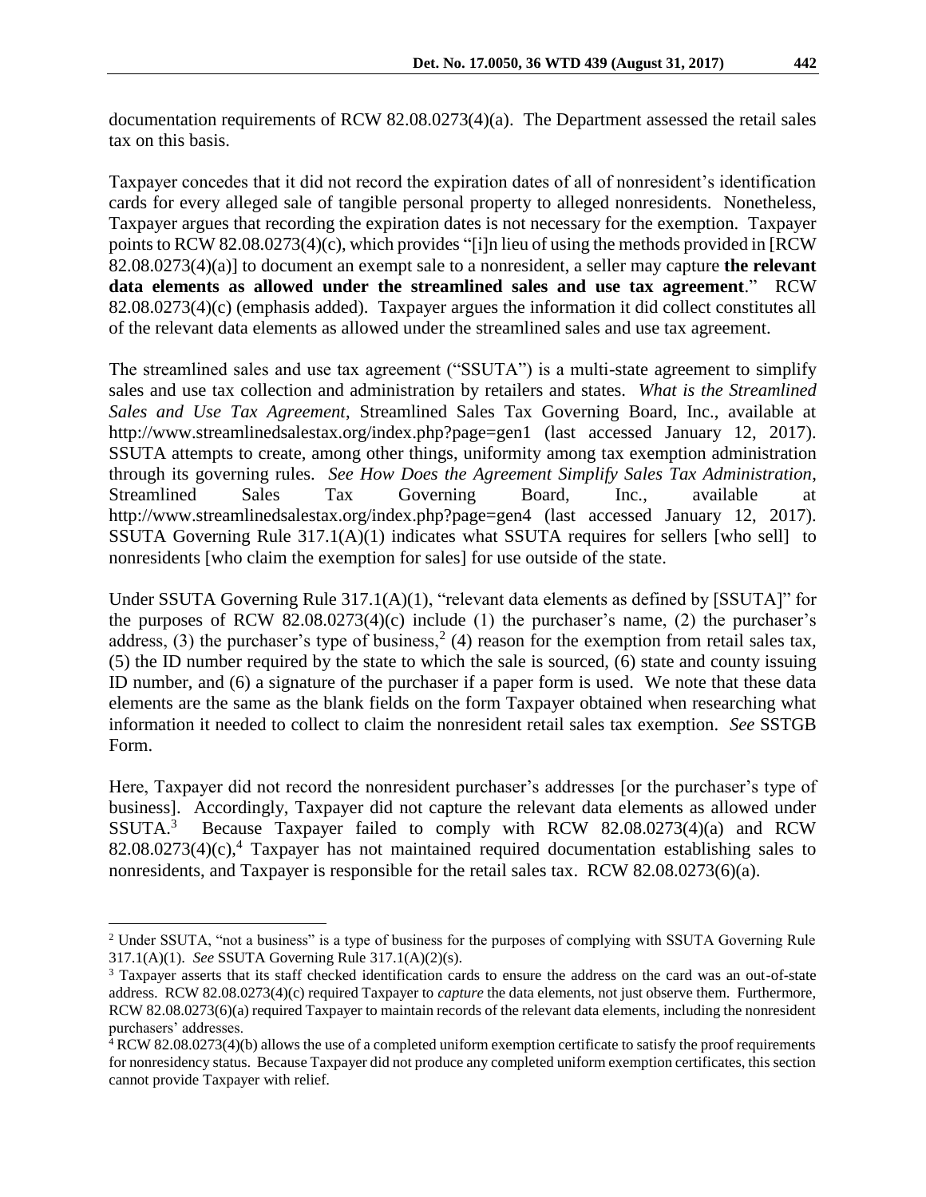documentation requirements of RCW 82.08.0273(4)(a). The Department assessed the retail sales tax on this basis.

Taxpayer concedes that it did not record the expiration dates of all of nonresident's identification cards for every alleged sale of tangible personal property to alleged nonresidents. Nonetheless, Taxpayer argues that recording the expiration dates is not necessary for the exemption. Taxpayer points to RCW 82.08.0273(4)(c), which provides "[i]n lieu of using the methods provided in [RCW 82.08.0273(4)(a)] to document an exempt sale to a nonresident, a seller may capture **the relevant data elements as allowed under the streamlined sales and use tax agreement**." RCW 82.08.0273(4)(c) (emphasis added). Taxpayer argues the information it did collect constitutes all of the relevant data elements as allowed under the streamlined sales and use tax agreement.

The streamlined sales and use tax agreement ("SSUTA") is a multi-state agreement to simplify sales and use tax collection and administration by retailers and states. *What is the Streamlined Sales and Use Tax Agreement*, Streamlined Sales Tax Governing Board, Inc., available at http://www.streamlinedsalestax.org/index.php?page=gen1 (last accessed January 12, 2017). SSUTA attempts to create, among other things, uniformity among tax exemption administration through its governing rules. *See How Does the Agreement Simplify Sales Tax Administration*, Streamlined Sales Tax Governing Board, Inc., available at http://www.streamlinedsalestax.org/index.php?page=gen4 (last accessed January 12, 2017). SSUTA Governing Rule 317.1(A)(1) indicates what SSUTA requires for sellers [who sell] to nonresidents [who claim the exemption for sales] for use outside of the state.

Under SSUTA Governing Rule 317.1(A)(1), "relevant data elements as defined by [SSUTA]" for the purposes of RCW 82.08.0273(4)(c) include (1) the purchaser's name, (2) the purchaser's address, (3) the purchaser's type of business,[2] (4) reason for the exemption from retail sales tax, (5) the ID number required by the state to which the sale is sourced, (6) state and county issuing ID number, and (6) a signature of the purchaser if a paper form is used. We note that these data elements are the same as the blank fields on the form Taxpayer obtained when researching what information it needed to collect to claim the nonresident retail sales tax exemption. *See* SSTGB Form.

Here, Taxpayer did not record the nonresident purchaser's addresses [or the purchaser's type of business]. Accordingly, Taxpayer did not capture the relevant data elements as allowed under SSUTA.[3] Because Taxpayer failed to comply with RCW 82.08.0273(4)(a) and RCW 82.08.0273(4)(c),[4] Taxpayer has not maintained required documentation establishing sales to nonresidents, and Taxpayer is responsible for the retail sales tax. RCW 82.08.0273(6)(a).

---

[2] Under SSUTA, "not a business" is a type of business for the purposes of complying with SSUTA Governing Rule 317.1(A)(1). *See* SSUTA Governing Rule 317.1(A)(2)(s).

[3] Taxpayer asserts that its staff checked identification cards to ensure the address on the card was an out-of-state address. RCW 82.08.0273(4)(c) required Taxpayer to *capture* the data elements, not just observe them. Furthermore, RCW 82.08.0273(6)(a) required Taxpayer to maintain records of the relevant data elements, including the nonresident purchasers' addresses.

[4] RCW 82.08.0273(4)(b) allows the use of a completed uniform exemption certificate to satisfy the proof requirements for nonresidency status. Because Taxpayer did not produce any completed uniform exemption certificates, this section cannot provide Taxpayer with relief.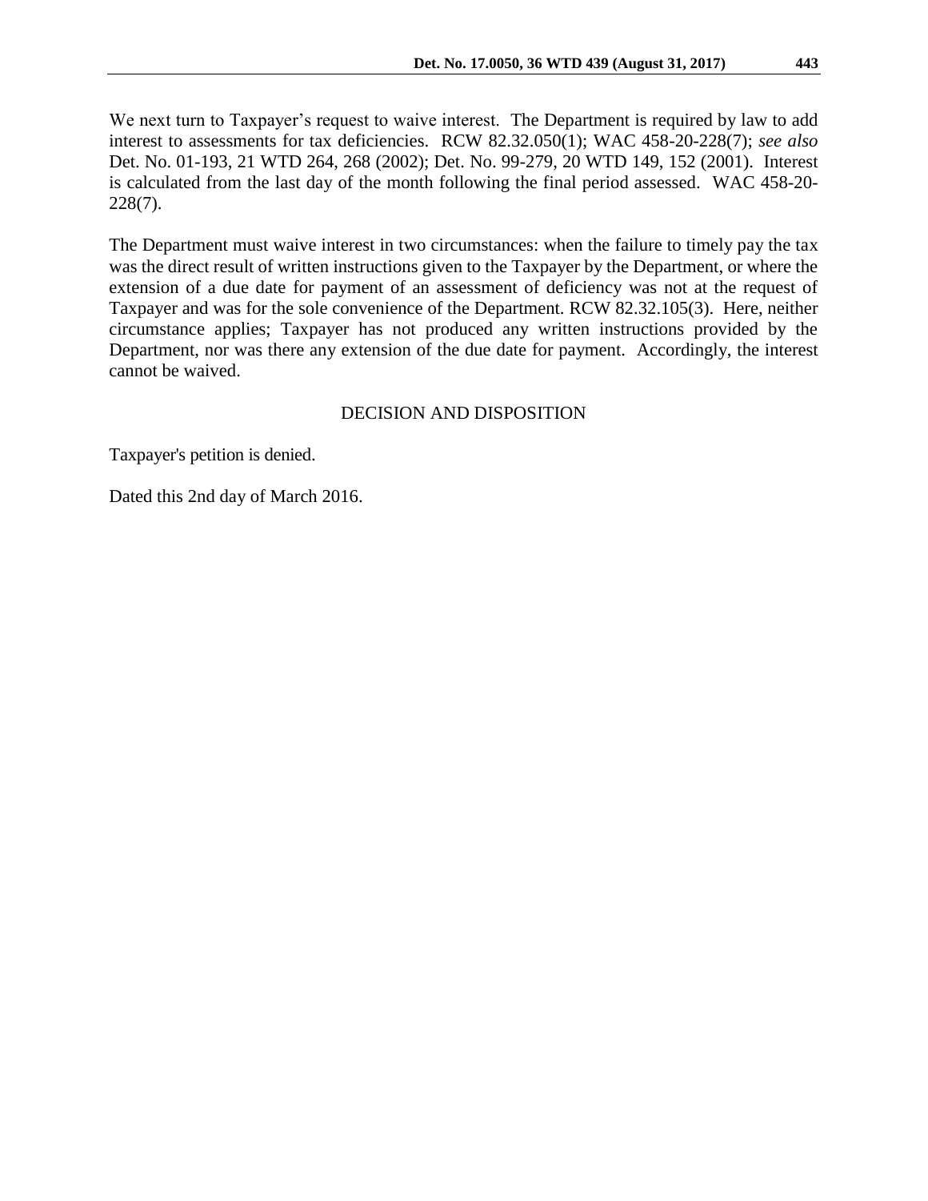We next turn to Taxpayer's request to waive interest. The Department is required by law to add interest to assessments for tax deficiencies. RCW 82.32.050(1); WAC 458-20-228(7); *see also* Det. No. 01-193, 21 WTD 264, 268 (2002); Det. No. 99-279, 20 WTD 149, 152 (2001). Interest is calculated from the last day of the month following the final period assessed. WAC 458-20-228(7).

The Department must waive interest in two circumstances: when the failure to timely pay the tax was the direct result of written instructions given to the Taxpayer by the Department, or where the extension of a due date for payment of an assessment of deficiency was not at the request of Taxpayer and was for the sole convenience of the Department. RCW 82.32.105(3). Here, neither circumstance applies; Taxpayer has not produced any written instructions provided by the Department, nor was there any extension of the due date for payment. Accordingly, the interest cannot be waived.

## DECISION AND DISPOSITION

Taxpayer's petition is denied.

Dated this 2nd day of March 2016.